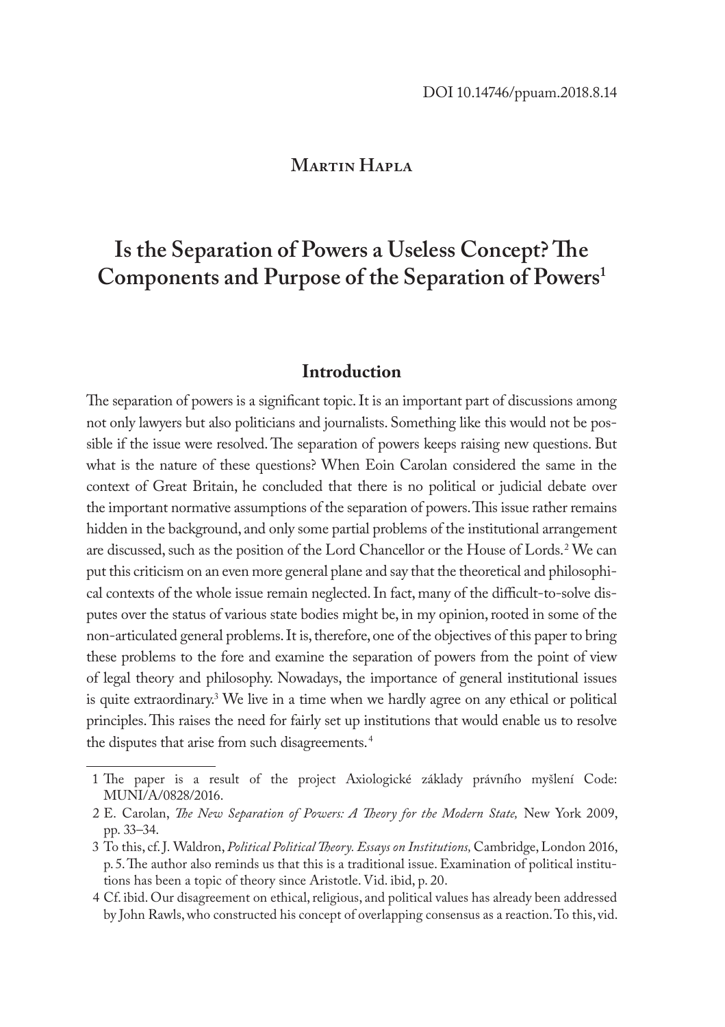DOI 10.14746/ppuam.2018.8.14

**Martin Hapla**

# Is the Separation of Powers a Useless Concept? The Components and Purpose of the Separation of Powers[1]

## Introduction

The separation of powers is a significant topic. It is an important part of discussions among not only lawyers but also politicians and journalists. Something like this would not be possible if the issue were resolved. The separation of powers keeps raising new questions. But what is the nature of these questions? When Eoin Carolan considered the same in the context of Great Britain, he concluded that there is no political or judicial debate over the important normative assumptions of the separation of powers. This issue rather remains hidden in the background, and only some partial problems of the institutional arrangement are discussed, such as the position of the Lord Chancellor or the House of Lords.[2] We can put this criticism on an even more general plane and say that the theoretical and philosophical contexts of the whole issue remain neglected. In fact, many of the difficult-to-solve disputes over the status of various state bodies might be, in my opinion, rooted in some of the non-articulated general problems. It is, therefore, one of the objectives of this paper to bring these problems to the fore and examine the separation of powers from the point of view of legal theory and philosophy. Nowadays, the importance of general institutional issues is quite extraordinary.[3] We live in a time when we hardly agree on any ethical or political principles. This raises the need for fairly set up institutions that would enable us to resolve the disputes that arise from such disagreements.[4]

---

1 The paper is a result of the project Axiologické základy právního myšlení Code: MUNI/A/0828/2016.

2 E. Carolan, *The New Separation of Powers: A Theory for the Modern State,* New York 2009, pp. 33–34.

3 To this, cf. J. Waldron, *Political Political Theory. Essays on Institutions,* Cambridge, London 2016, p. 5. The author also reminds us that this is a traditional issue. Examination of political institutions has been a topic of theory since Aristotle. Vid. ibid, p. 20.

4 Cf. ibid. Our disagreement on ethical, religious, and political values has already been addressed by John Rawls, who constructed his concept of overlapping consensus as a reaction. To this, vid.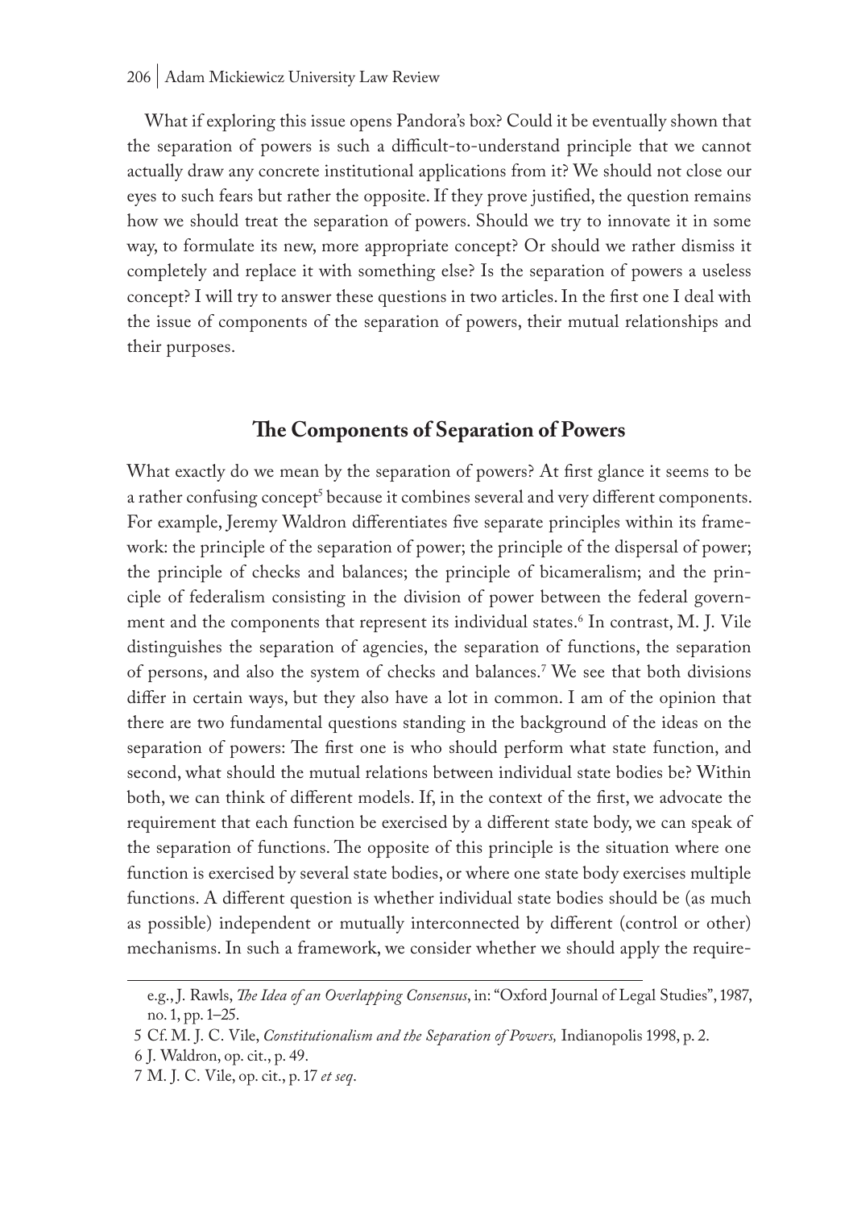What if exploring this issue opens Pandora's box? Could it be eventually shown that the separation of powers is such a difficult-to-understand principle that we cannot actually draw any concrete institutional applications from it? We should not close our eyes to such fears but rather the opposite. If they prove justified, the question remains how we should treat the separation of powers. Should we try to innovate it in some way, to formulate its new, more appropriate concept? Or should we rather dismiss it completely and replace it with something else? Is the separation of powers a useless concept? I will try to answer these questions in two articles. In the first one I deal with the issue of components of the separation of powers, their mutual relationships and their purposes.

## The Components of Separation of Powers

What exactly do we mean by the separation of powers? At first glance it seems to be a rather confusing concept[5] because it combines several and very different components. For example, Jeremy Waldron differentiates five separate principles within its framework: the principle of the separation of power; the principle of the dispersal of power; the principle of checks and balances; the principle of bicameralism; and the principle of federalism consisting in the division of power between the federal government and the components that represent its individual states.[6] In contrast, M. J. Vile distinguishes the separation of agencies, the separation of functions, the separation of persons, and also the system of checks and balances.[7] We see that both divisions differ in certain ways, but they also have a lot in common. I am of the opinion that there are two fundamental questions standing in the background of the ideas on the separation of powers: The first one is who should perform what state function, and second, what should the mutual relations between individual state bodies be? Within both, we can think of different models. If, in the context of the first, we advocate the requirement that each function be exercised by a different state body, we can speak of the separation of functions. The opposite of this principle is the situation where one function is exercised by several state bodies, or where one state body exercises multiple functions. A different question is whether individual state bodies should be (as much as possible) independent or mutually interconnected by different (control or other) mechanisms. In such a framework, we consider whether we should apply the require-

---

e.g., J. Rawls, *The Idea of an Overlapping Consensus*, in: "Oxford Journal of Legal Studies", 1987, no. 1, pp. 1–25.

5 Cf. M. J. C. Vile, *Constitutionalism and the Separation of Powers,* Indianopolis 1998, p. 2.

6 J. Waldron, op. cit., p. 49.

7 M. J. C. Vile, op. cit., p. 17 *et seq*.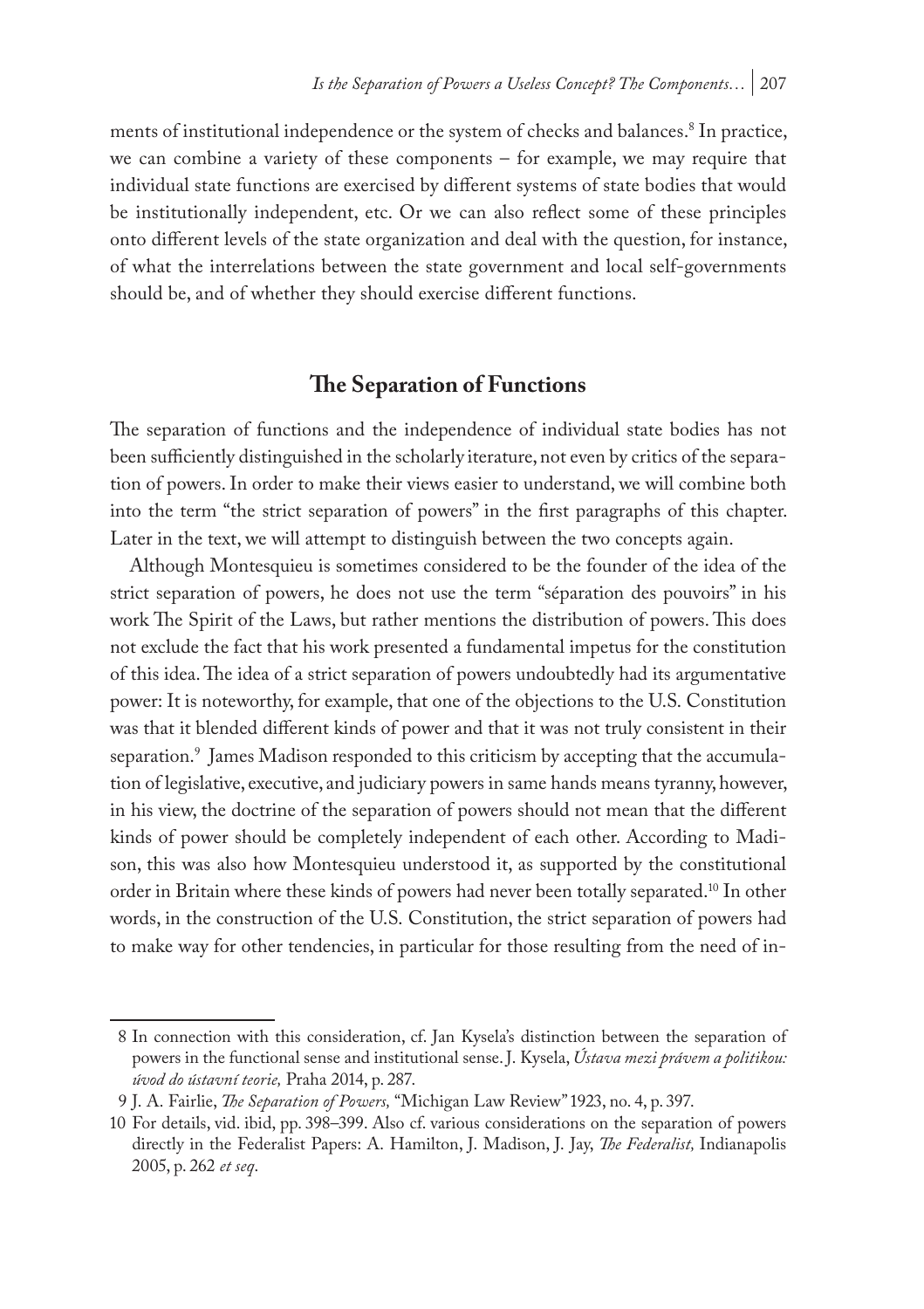ments of institutional independence or the system of checks and balances.[8] In practice, we can combine a variety of these components – for example, we may require that individual state functions are exercised by different systems of state bodies that would be institutionally independent, etc. Or we can also reflect some of these principles onto different levels of the state organization and deal with the question, for instance, of what the interrelations between the state government and local self-governments should be, and of whether they should exercise different functions.

## The Separation of Functions

The separation of functions and the independence of individual state bodies has not been sufficiently distinguished in the scholarly iterature, not even by critics of the separation of powers. In order to make their views easier to understand, we will combine both into the term "the strict separation of powers" in the first paragraphs of this chapter. Later in the text, we will attempt to distinguish between the two concepts again.

Although Montesquieu is sometimes considered to be the founder of the idea of the strict separation of powers, he does not use the term "séparation des pouvoirs" in his work The Spirit of the Laws, but rather mentions the distribution of powers. This does not exclude the fact that his work presented a fundamental impetus for the constitution of this idea. The idea of a strict separation of powers undoubtedly had its argumentative power: It is noteworthy, for example, that one of the objections to the U.S. Constitution was that it blended different kinds of power and that it was not truly consistent in their separation.[9] James Madison responded to this criticism by accepting that the accumulation of legislative, executive, and judiciary powers in same hands means tyranny, however, in his view, the doctrine of the separation of powers should not mean that the different kinds of power should be completely independent of each other. According to Madison, this was also how Montesquieu understood it, as supported by the constitutional order in Britain where these kinds of powers had never been totally separated.[10] In other words, in the construction of the U.S. Constitution, the strict separation of powers had to make way for other tendencies, in particular for those resulting from the need of in-

8 In connection with this consideration, cf. Jan Kysela's distinction between the separation of powers in the functional sense and institutional sense. J. Kysela, *Ústava mezi právem a politikou: úvod do ústavní teorie,* Praha 2014, p. 287.

9 J. A. Fairlie, *The Separation of Powers,* "Michigan Law Review" 1923, no. 4, p. 397.

10 For details, vid. ibid, pp. 398–399. Also cf. various considerations on the separation of powers directly in the Federalist Papers: A. Hamilton, J. Madison, J. Jay, *The Federalist,* Indianapolis 2005, p. 262 *et seq*.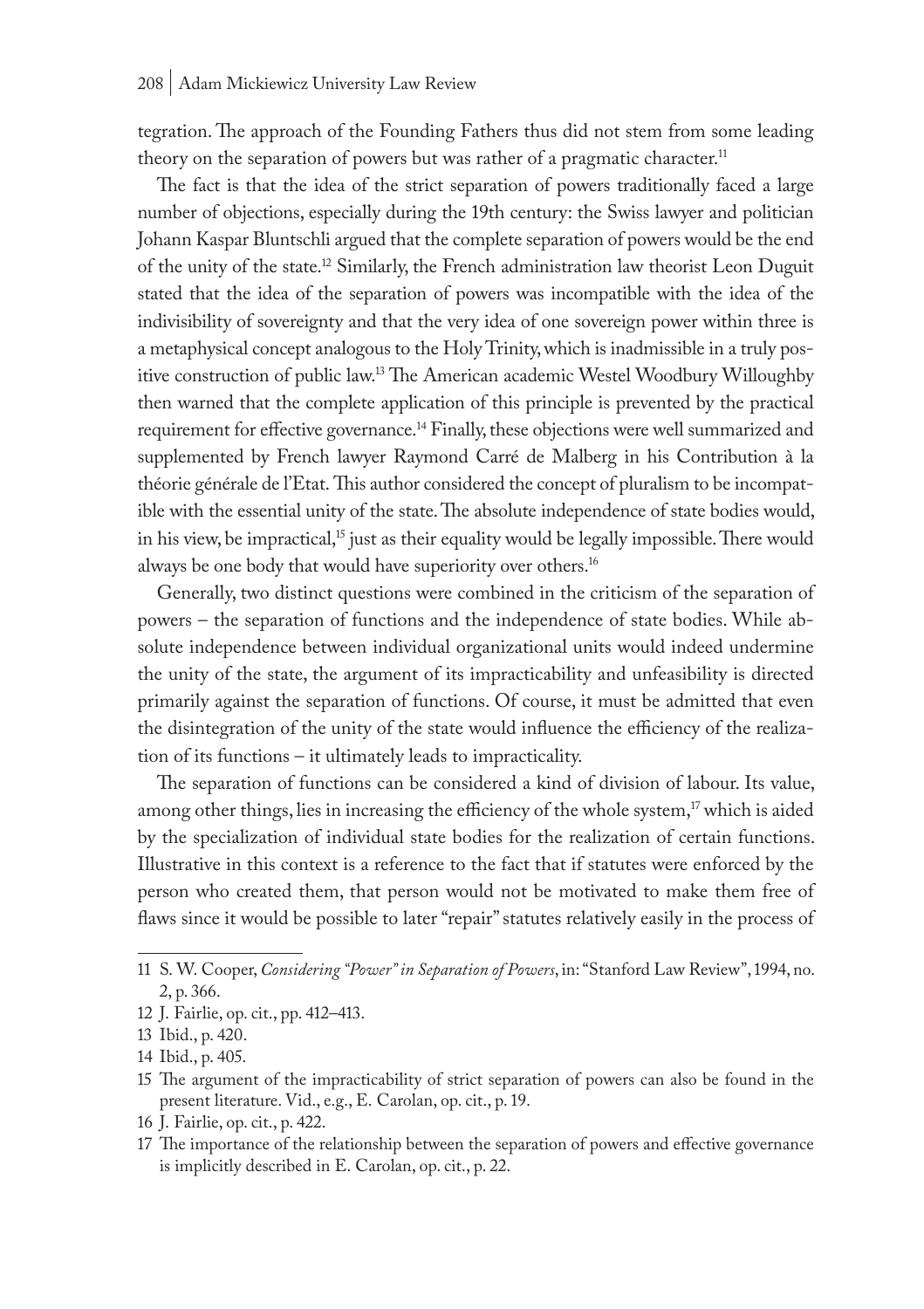tegration. The approach of the Founding Fathers thus did not stem from some leading theory on the separation of powers but was rather of a pragmatic character.[11]

The fact is that the idea of the strict separation of powers traditionally faced a large number of objections, especially during the 19th century: the Swiss lawyer and politician Johann Kaspar Bluntschli argued that the complete separation of powers would be the end of the unity of the state.[12] Similarly, the French administration law theorist Leon Duguit stated that the idea of the separation of powers was incompatible with the idea of the indivisibility of sovereignty and that the very idea of one sovereign power within three is a metaphysical concept analogous to the Holy Trinity, which is inadmissible in a truly positive construction of public law.[13] The American academic Westel Woodbury Willoughby then warned that the complete application of this principle is prevented by the practical requirement for effective governance.[14] Finally, these objections were well summarized and supplemented by French lawyer Raymond Carré de Malberg in his Contribution à la théorie générale de l'Etat. This author considered the concept of pluralism to be incompatible with the essential unity of the state. The absolute independence of state bodies would, in his view, be impractical,[15] just as their equality would be legally impossible. There would always be one body that would have superiority over others.[16]

Generally, two distinct questions were combined in the criticism of the separation of powers – the separation of functions and the independence of state bodies. While absolute independence between individual organizational units would indeed undermine the unity of the state, the argument of its impracticability and unfeasibility is directed primarily against the separation of functions. Of course, it must be admitted that even the disintegration of the unity of the state would influence the efficiency of the realization of its functions – it ultimately leads to impracticality.

The separation of functions can be considered a kind of division of labour. Its value, among other things, lies in increasing the efficiency of the whole system,[17] which is aided by the specialization of individual state bodies for the realization of certain functions. Illustrative in this context is a reference to the fact that if statutes were enforced by the person who created them, that person would not be motivated to make them free of flaws since it would be possible to later "repair" statutes relatively easily in the process of

---

11 S. W. Cooper, *Considering "Power" in Separation of Powers*, in: "Stanford Law Review", 1994, no. 2, p. 366.

12 J. Fairlie, op. cit., pp. 412–413.

13 Ibid., p. 420.

14 Ibid., p. 405.

15 The argument of the impracticability of strict separation of powers can also be found in the present literature. Vid., e.g., E. Carolan, op. cit., p. 19.

16 J. Fairlie, op. cit., p. 422.

17 The importance of the relationship between the separation of powers and effective governance is implicitly described in E. Carolan, op. cit., p. 22.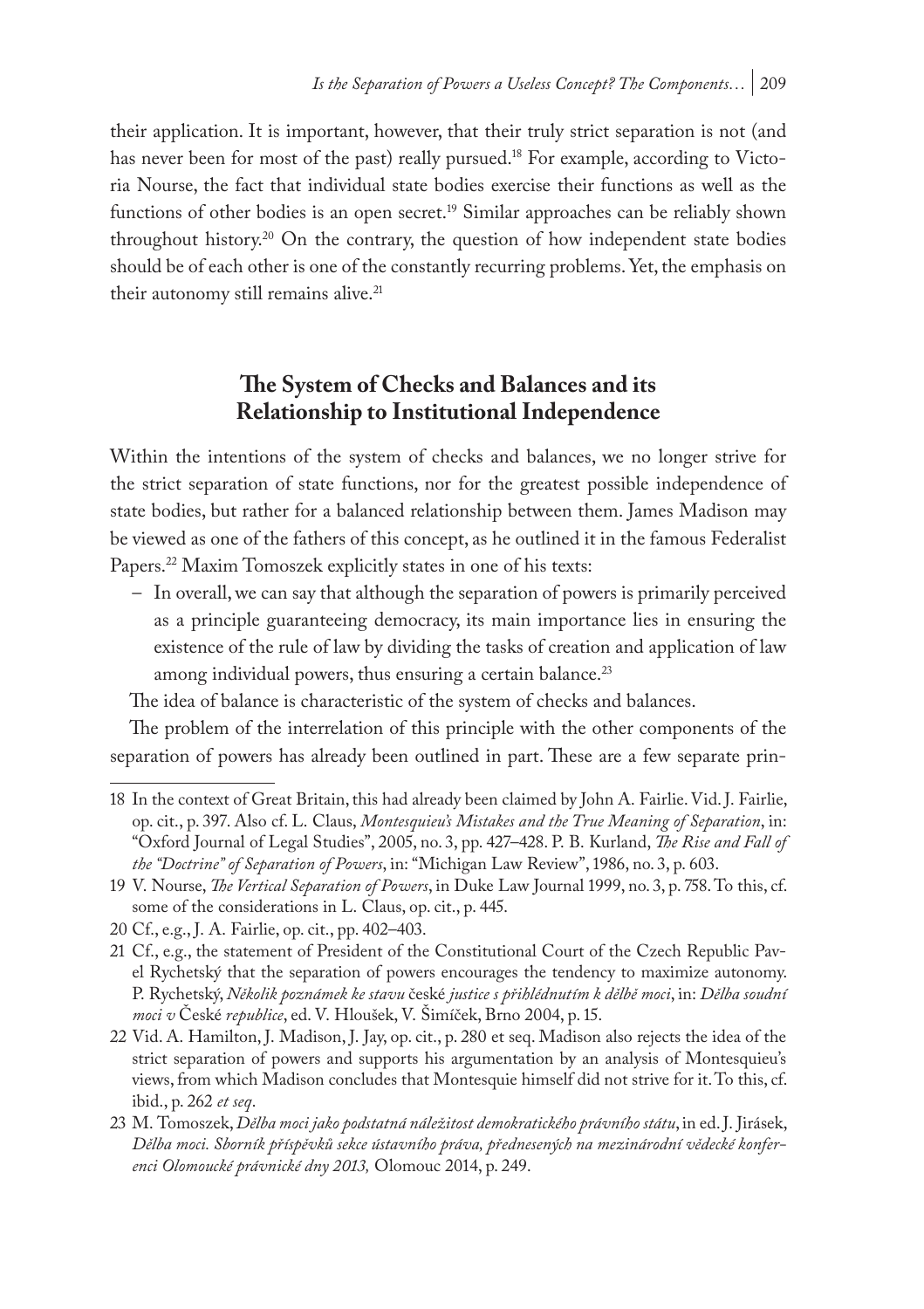their application. It is important, however, that their truly strict separation is not (and has never been for most of the past) really pursued.[18] For example, according to Victoria Nourse, the fact that individual state bodies exercise their functions as well as the functions of other bodies is an open secret.[19] Similar approaches can be reliably shown throughout history.[20] On the contrary, the question of how independent state bodies should be of each other is one of the constantly recurring problems. Yet, the emphasis on their autonomy still remains alive.[21]

## The System of Checks and Balances and its Relationship to Institutional Independence

Within the intentions of the system of checks and balances, we no longer strive for the strict separation of state functions, nor for the greatest possible independence of state bodies, but rather for a balanced relationship between them. James Madison may be viewed as one of the fathers of this concept, as he outlined it in the famous Federalist Papers.[22] Maxim Tomoszek explicitly states in one of his texts:

– In overall, we can say that although the separation of powers is primarily perceived as a principle guaranteeing democracy, its main importance lies in ensuring the existence of the rule of law by dividing the tasks of creation and application of law among individual powers, thus ensuring a certain balance.[23]

The idea of balance is characteristic of the system of checks and balances.

The problem of the interrelation of this principle with the other components of the separation of powers has already been outlined in part. These are a few separate prin-

---

18 In the context of Great Britain, this had already been claimed by John A. Fairlie. Vid. J. Fairlie, op. cit., p. 397. Also cf. L. Claus, *Montesquieu's Mistakes and the True Meaning of Separation*, in: "Oxford Journal of Legal Studies", 2005, no. 3, pp. 427–428. P. B. Kurland, *The Rise and Fall of the "Doctrine" of Separation of Powers*, in: "Michigan Law Review", 1986, no. 3, p. 603.

19 V. Nourse, *The Vertical Separation of Powers*, in Duke Law Journal 1999, no. 3, p. 758. To this, cf. some of the considerations in L. Claus, op. cit., p. 445.

20 Cf., e.g., J. A. Fairlie, op. cit., pp. 402–403.

21 Cf., e.g., the statement of President of the Constitutional Court of the Czech Republic Pavel Rychetský that the separation of powers encourages the tendency to maximize autonomy. P. Rychetský, *Několik poznámek ke stavu* české *justice s přihlédnutím k dělbě moci*, in: *Dělba soudní moci v* České *republice*, ed. V. Hloušek, V. Šimíček, Brno 2004, p. 15.

22 Vid. A. Hamilton, J. Madison, J. Jay, op. cit., p. 280 et seq. Madison also rejects the idea of the strict separation of powers and supports his argumentation by an analysis of Montesquieu's views, from which Madison concludes that Montesquie himself did not strive for it. To this, cf. ibid., p. 262 *et seq*.

23 M. Tomoszek, *Dělba moci jako podstatná náležitost demokratického právního státu*, in ed. J. Jirásek, *Dělba moci. Sborník příspěvků sekce ústavního práva, přednesených na mezinárodní vědecké konferenci Olomoucké právnické dny 2013,* Olomouc 2014, p. 249.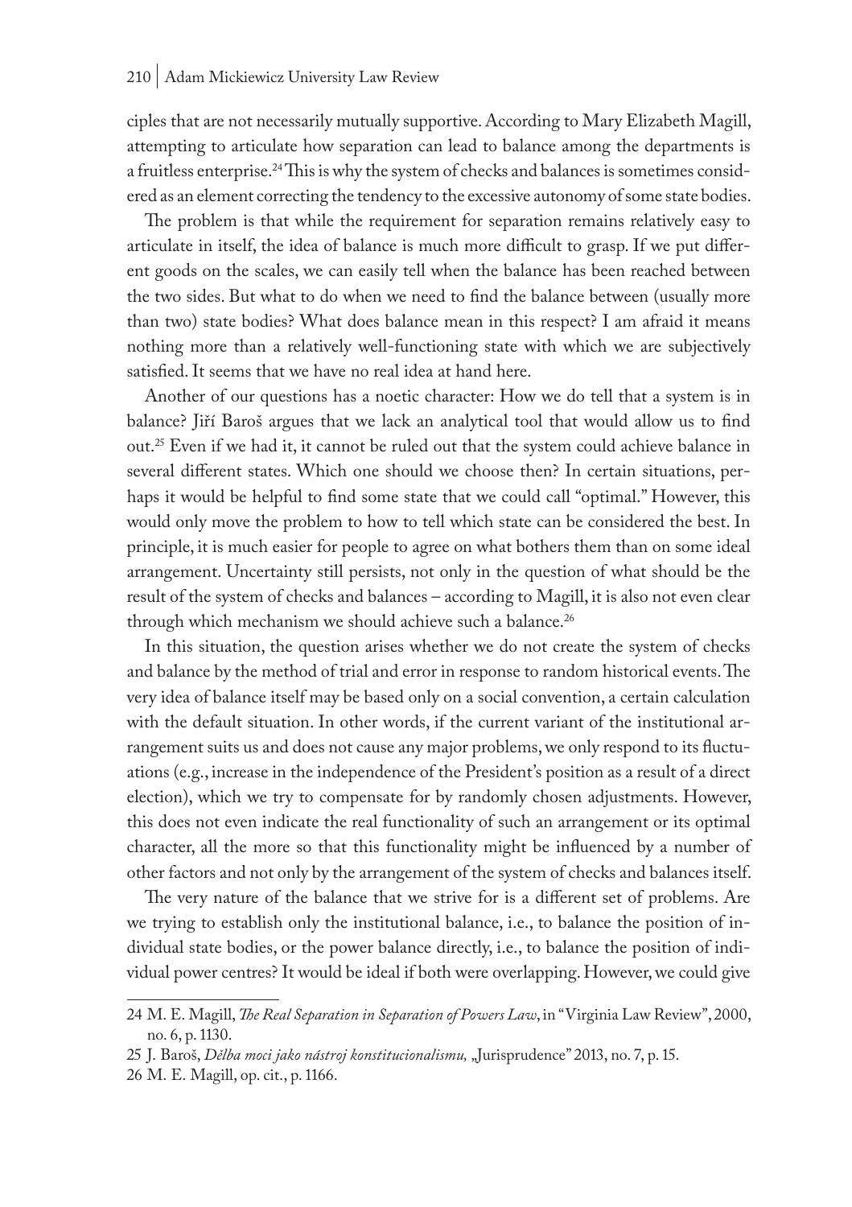ciples that are not necessarily mutually supportive. According to Mary Elizabeth Magill, attempting to articulate how separation can lead to balance among the departments is a fruitless enterprise.[24] This is why the system of checks and balances is sometimes considered as an element correcting the tendency to the excessive autonomy of some state bodies.

The problem is that while the requirement for separation remains relatively easy to articulate in itself, the idea of balance is much more difficult to grasp. If we put different goods on the scales, we can easily tell when the balance has been reached between the two sides. But what to do when we need to find the balance between (usually more than two) state bodies? What does balance mean in this respect? I am afraid it means nothing more than a relatively well-functioning state with which we are subjectively satisfied. It seems that we have no real idea at hand here.

Another of our questions has a noetic character: How we do tell that a system is in balance? Jiří Baroš argues that we lack an analytical tool that would allow us to find out.[25] Even if we had it, it cannot be ruled out that the system could achieve balance in several different states. Which one should we choose then? In certain situations, perhaps it would be helpful to find some state that we could call "optimal." However, this would only move the problem to how to tell which state can be considered the best. In principle, it is much easier for people to agree on what bothers them than on some ideal arrangement. Uncertainty still persists, not only in the question of what should be the result of the system of checks and balances – according to Magill, it is also not even clear through which mechanism we should achieve such a balance.[26]

In this situation, the question arises whether we do not create the system of checks and balance by the method of trial and error in response to random historical events. The very idea of balance itself may be based only on a social convention, a certain calculation with the default situation. In other words, if the current variant of the institutional arrangement suits us and does not cause any major problems, we only respond to its fluctuations (e.g., increase in the independence of the President's position as a result of a direct election), which we try to compensate for by randomly chosen adjustments. However, this does not even indicate the real functionality of such an arrangement or its optimal character, all the more so that this functionality might be influenced by a number of other factors and not only by the arrangement of the system of checks and balances itself.

The very nature of the balance that we strive for is a different set of problems. Are we trying to establish only the institutional balance, i.e., to balance the position of individual state bodies, or the power balance directly, i.e., to balance the position of individual power centres? It would be ideal if both were overlapping. However, we could give

---

24 M. E. Magill, *The Real Separation in Separation of Powers Law*, in "Virginia Law Review", 2000, no. 6, p. 1130.

25 J. Baroš, *Dělba moci jako nástroj konstitucionalismu,* „Jurisprudence" 2013, no. 7, p. 15.

26 M. E. Magill, op. cit., p. 1166.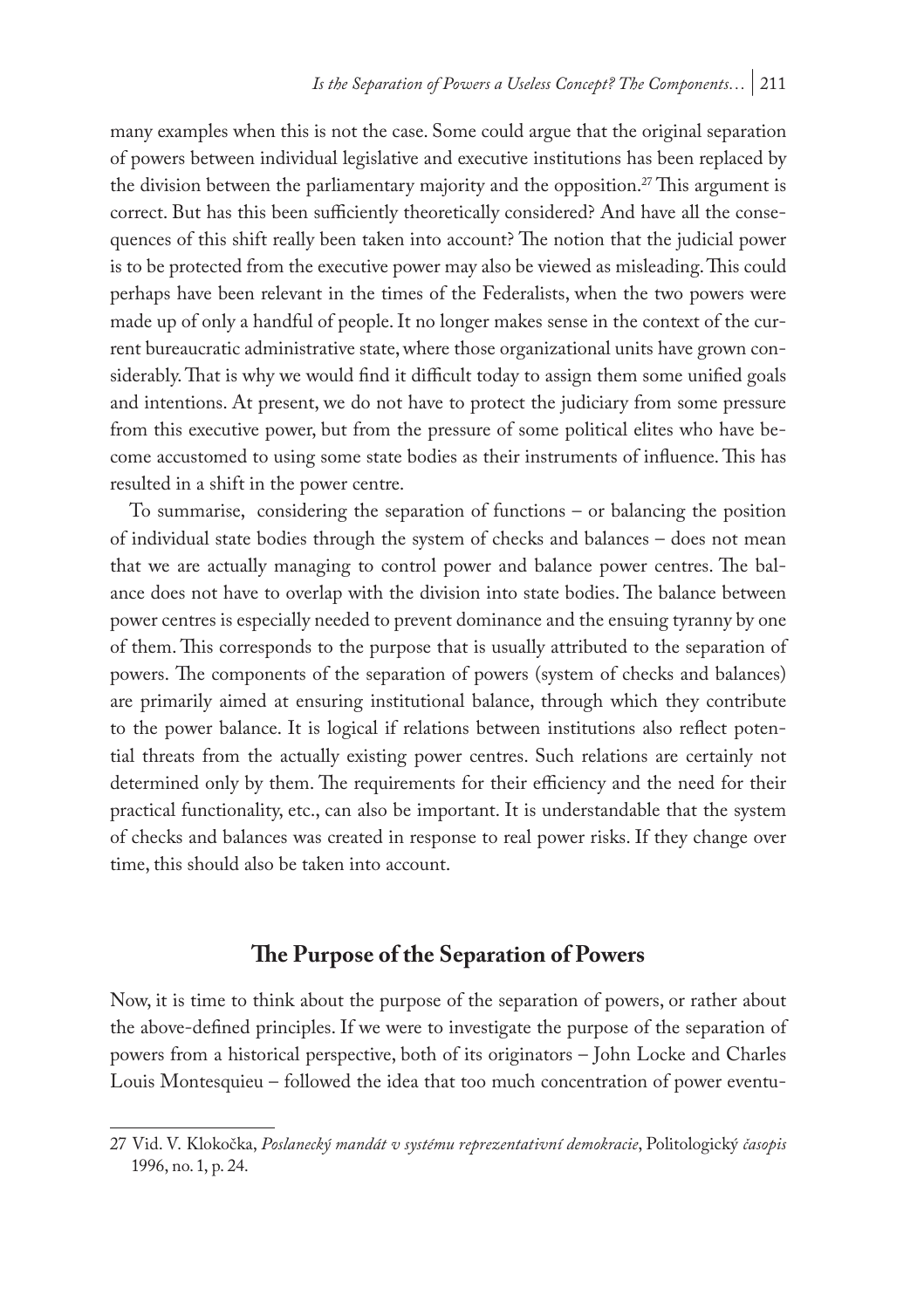many examples when this is not the case. Some could argue that the original separation of powers between individual legislative and executive institutions has been replaced by the division between the parliamentary majority and the opposition.[27] This argument is correct. But has this been sufficiently theoretically considered? And have all the consequences of this shift really been taken into account? The notion that the judicial power is to be protected from the executive power may also be viewed as misleading. This could perhaps have been relevant in the times of the Federalists, when the two powers were made up of only a handful of people. It no longer makes sense in the context of the current bureaucratic administrative state, where those organizational units have grown considerably. That is why we would find it difficult today to assign them some unified goals and intentions. At present, we do not have to protect the judiciary from some pressure from this executive power, but from the pressure of some political elites who have become accustomed to using some state bodies as their instruments of influence. This has resulted in a shift in the power centre.

To summarise, considering the separation of functions – or balancing the position of individual state bodies through the system of checks and balances – does not mean that we are actually managing to control power and balance power centres. The balance does not have to overlap with the division into state bodies. The balance between power centres is especially needed to prevent dominance and the ensuing tyranny by one of them. This corresponds to the purpose that is usually attributed to the separation of powers. The components of the separation of powers (system of checks and balances) are primarily aimed at ensuring institutional balance, through which they contribute to the power balance. It is logical if relations between institutions also reflect potential threats from the actually existing power centres. Such relations are certainly not determined only by them. The requirements for their efficiency and the need for their practical functionality, etc., can also be important. It is understandable that the system of checks and balances was created in response to real power risks. If they change over time, this should also be taken into account.

## The Purpose of the Separation of Powers

Now, it is time to think about the purpose of the separation of powers, or rather about the above-defined principles. If we were to investigate the purpose of the separation of powers from a historical perspective, both of its originators – John Locke and Charles Louis Montesquieu – followed the idea that too much concentration of power eventu-

27 Vid. V. Klokočka, *Poslanecký mandát v systému reprezentativní demokracie*, Politologický *časopis* 1996, no. 1, p. 24.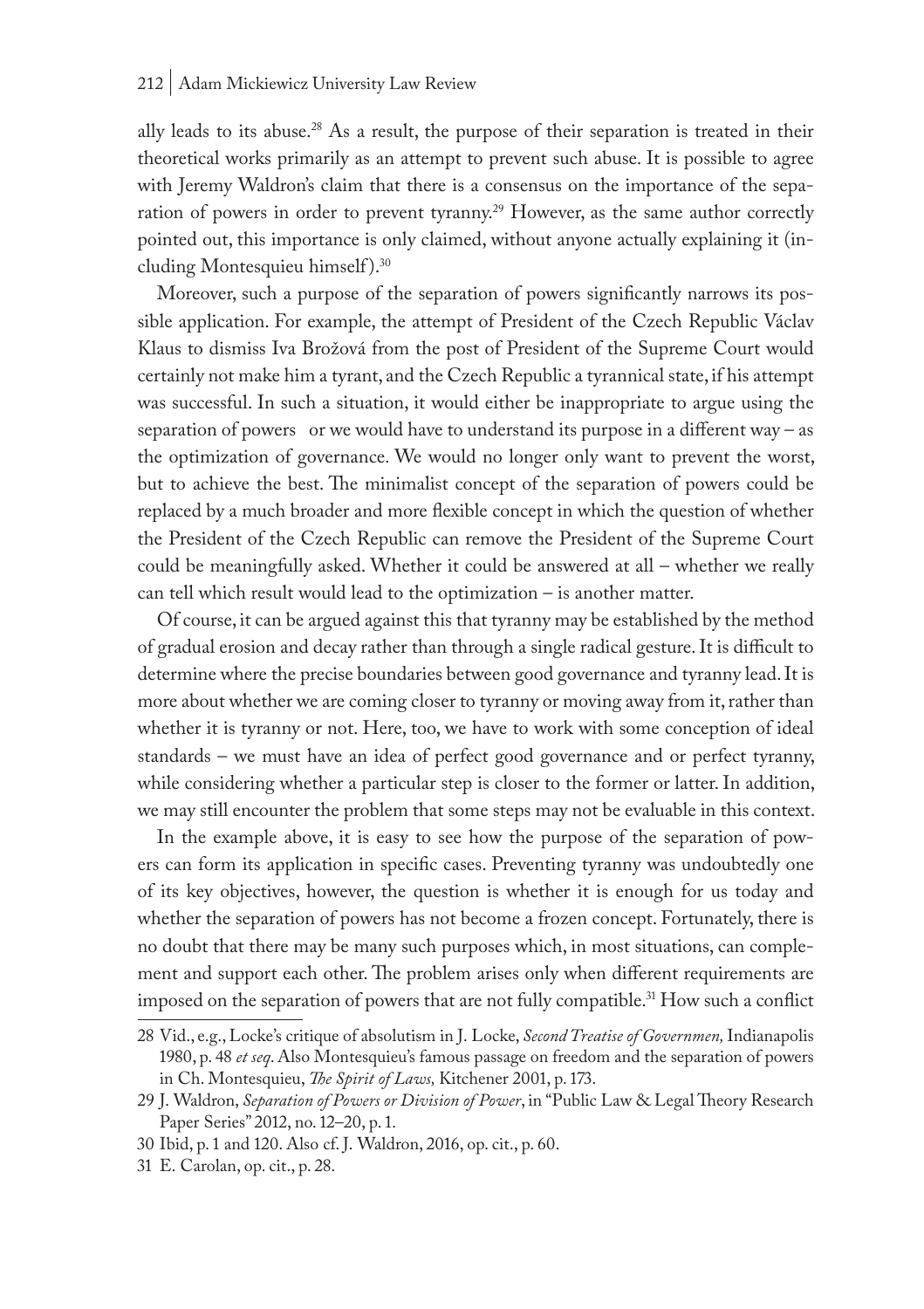ally leads to its abuse.[28] As a result, the purpose of their separation is treated in their theoretical works primarily as an attempt to prevent such abuse. It is possible to agree with Jeremy Waldron's claim that there is a consensus on the importance of the separation of powers in order to prevent tyranny.[29] However, as the same author correctly pointed out, this importance is only claimed, without anyone actually explaining it (including Montesquieu himself).[30]

Moreover, such a purpose of the separation of powers significantly narrows its possible application. For example, the attempt of President of the Czech Republic Václav Klaus to dismiss Iva Brožová from the post of President of the Supreme Court would certainly not make him a tyrant, and the Czech Republic a tyrannical state, if his attempt was successful. In such a situation, it would either be inappropriate to argue using the separation of powers  or we would have to understand its purpose in a different way – as the optimization of governance. We would no longer only want to prevent the worst, but to achieve the best. The minimalist concept of the separation of powers could be replaced by a much broader and more flexible concept in which the question of whether the President of the Czech Republic can remove the President of the Supreme Court could be meaningfully asked. Whether it could be answered at all – whether we really can tell which result would lead to the optimization – is another matter.

Of course, it can be argued against this that tyranny may be established by the method of gradual erosion and decay rather than through a single radical gesture. It is difficult to determine where the precise boundaries between good governance and tyranny lead. It is more about whether we are coming closer to tyranny or moving away from it, rather than whether it is tyranny or not. Here, too, we have to work with some conception of ideal standards – we must have an idea of perfect good governance and or perfect tyranny, while considering whether a particular step is closer to the former or latter. In addition, we may still encounter the problem that some steps may not be evaluable in this context.

In the example above, it is easy to see how the purpose of the separation of powers can form its application in specific cases. Preventing tyranny was undoubtedly one of its key objectives, however, the question is whether it is enough for us today and whether the separation of powers has not become a frozen concept. Fortunately, there is no doubt that there may be many such purposes which, in most situations, can complement and support each other. The problem arises only when different requirements are imposed on the separation of powers that are not fully compatible.[31] How such a conflict

---

28 Vid., e.g., Locke's critique of absolutism in J. Locke, *Second Treatise of Governmen,* Indianapolis 1980, p. 48 *et seq*. Also Montesquieu's famous passage on freedom and the separation of powers in Ch. Montesquieu, *The Spirit of Laws,* Kitchener 2001, p. 173.

29 J. Waldron, *Separation of Powers or Division of Power*, in "Public Law & Legal Theory Research Paper Series" 2012, no. 12–20, p. 1.

30 Ibid, p. 1 and 120. Also cf. J. Waldron, 2016, op. cit., p. 60.

31 E. Carolan, op. cit., p. 28.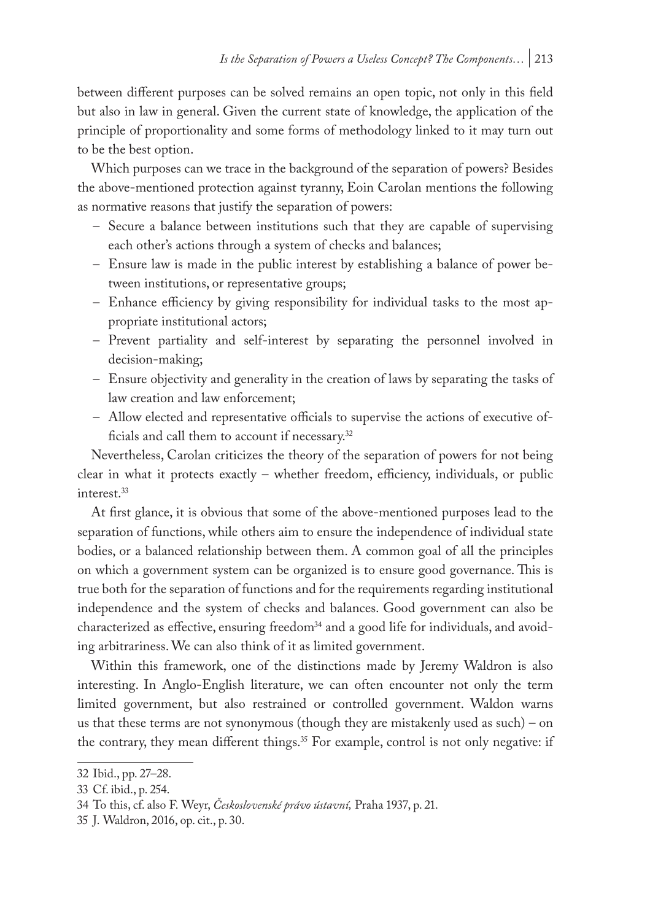between different purposes can be solved remains an open topic, not only in this field but also in law in general. Given the current state of knowledge, the application of the principle of proportionality and some forms of methodology linked to it may turn out to be the best option.

Which purposes can we trace in the background of the separation of powers? Besides the above-mentioned protection against tyranny, Eoin Carolan mentions the following as normative reasons that justify the separation of powers:

- Secure a balance between institutions such that they are capable of supervising each other's actions through a system of checks and balances;
- Ensure law is made in the public interest by establishing a balance of power between institutions, or representative groups;
- Enhance efficiency by giving responsibility for individual tasks to the most appropriate institutional actors;
- Prevent partiality and self-interest by separating the personnel involved in decision-making;
- Ensure objectivity and generality in the creation of laws by separating the tasks of law creation and law enforcement;
- Allow elected and representative officials to supervise the actions of executive officials and call them to account if necessary.[32]

Nevertheless, Carolan criticizes the theory of the separation of powers for not being clear in what it protects exactly – whether freedom, efficiency, individuals, or public interest.[33]

At first glance, it is obvious that some of the above-mentioned purposes lead to the separation of functions, while others aim to ensure the independence of individual state bodies, or a balanced relationship between them. A common goal of all the principles on which a government system can be organized is to ensure good governance. This is true both for the separation of functions and for the requirements regarding institutional independence and the system of checks and balances. Good government can also be characterized as effective, ensuring freedom[34] and a good life for individuals, and avoiding arbitrariness. We can also think of it as limited government.

Within this framework, one of the distinctions made by Jeremy Waldron is also interesting. In Anglo-English literature, we can often encounter not only the term limited government, but also restrained or controlled government. Waldon warns us that these terms are not synonymous (though they are mistakenly used as such) – on the contrary, they mean different things.[35] For example, control is not only negative: if

32 Ibid., pp. 27–28.

33 Cf. ibid., p. 254.

34 To this, cf. also F. Weyr, *Československé právo ústavní,* Praha 1937, p. 21.

35 J. Waldron, 2016, op. cit., p. 30.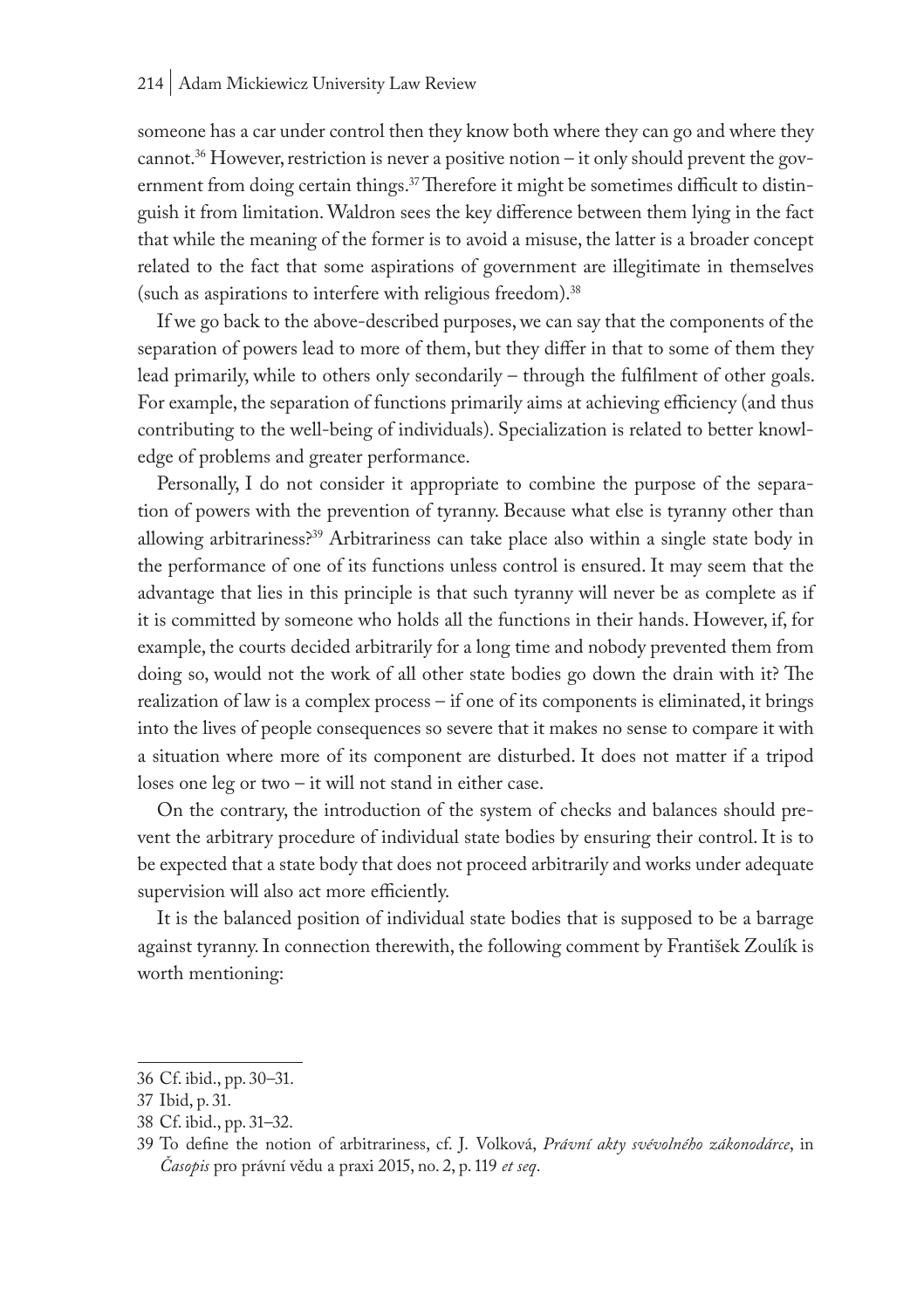someone has a car under control then they know both where they can go and where they cannot.[36] However, restriction is never a positive notion – it only should prevent the government from doing certain things.[37] Therefore it might be sometimes difficult to distinguish it from limitation. Waldron sees the key difference between them lying in the fact that while the meaning of the former is to avoid a misuse, the latter is a broader concept related to the fact that some aspirations of government are illegitimate in themselves (such as aspirations to interfere with religious freedom).[38]

If we go back to the above-described purposes, we can say that the components of the separation of powers lead to more of them, but they differ in that to some of them they lead primarily, while to others only secondarily – through the fulfilment of other goals. For example, the separation of functions primarily aims at achieving efficiency (and thus contributing to the well-being of individuals). Specialization is related to better knowledge of problems and greater performance.

Personally, I do not consider it appropriate to combine the purpose of the separation of powers with the prevention of tyranny. Because what else is tyranny other than allowing arbitrariness?[39] Arbitrariness can take place also within a single state body in the performance of one of its functions unless control is ensured. It may seem that the advantage that lies in this principle is that such tyranny will never be as complete as if it is committed by someone who holds all the functions in their hands. However, if, for example, the courts decided arbitrarily for a long time and nobody prevented them from doing so, would not the work of all other state bodies go down the drain with it? The realization of law is a complex process – if one of its components is eliminated, it brings into the lives of people consequences so severe that it makes no sense to compare it with a situation where more of its component are disturbed. It does not matter if a tripod loses one leg or two – it will not stand in either case.

On the contrary, the introduction of the system of checks and balances should prevent the arbitrary procedure of individual state bodies by ensuring their control. It is to be expected that a state body that does not proceed arbitrarily and works under adequate supervision will also act more efficiently.

It is the balanced position of individual state bodies that is supposed to be a barrage against tyranny. In connection therewith, the following comment by František Zoulík is worth mentioning:

---

36 Cf. ibid., pp. 30–31.

37 Ibid, p. 31.

38 Cf. ibid., pp. 31–32.

39 To define the notion of arbitrariness, cf. J. Volková, *Právní akty svévolného zákonodárce*, in *Časopis* pro právní vědu a praxi 2015, no. 2, p. 119 *et seq*.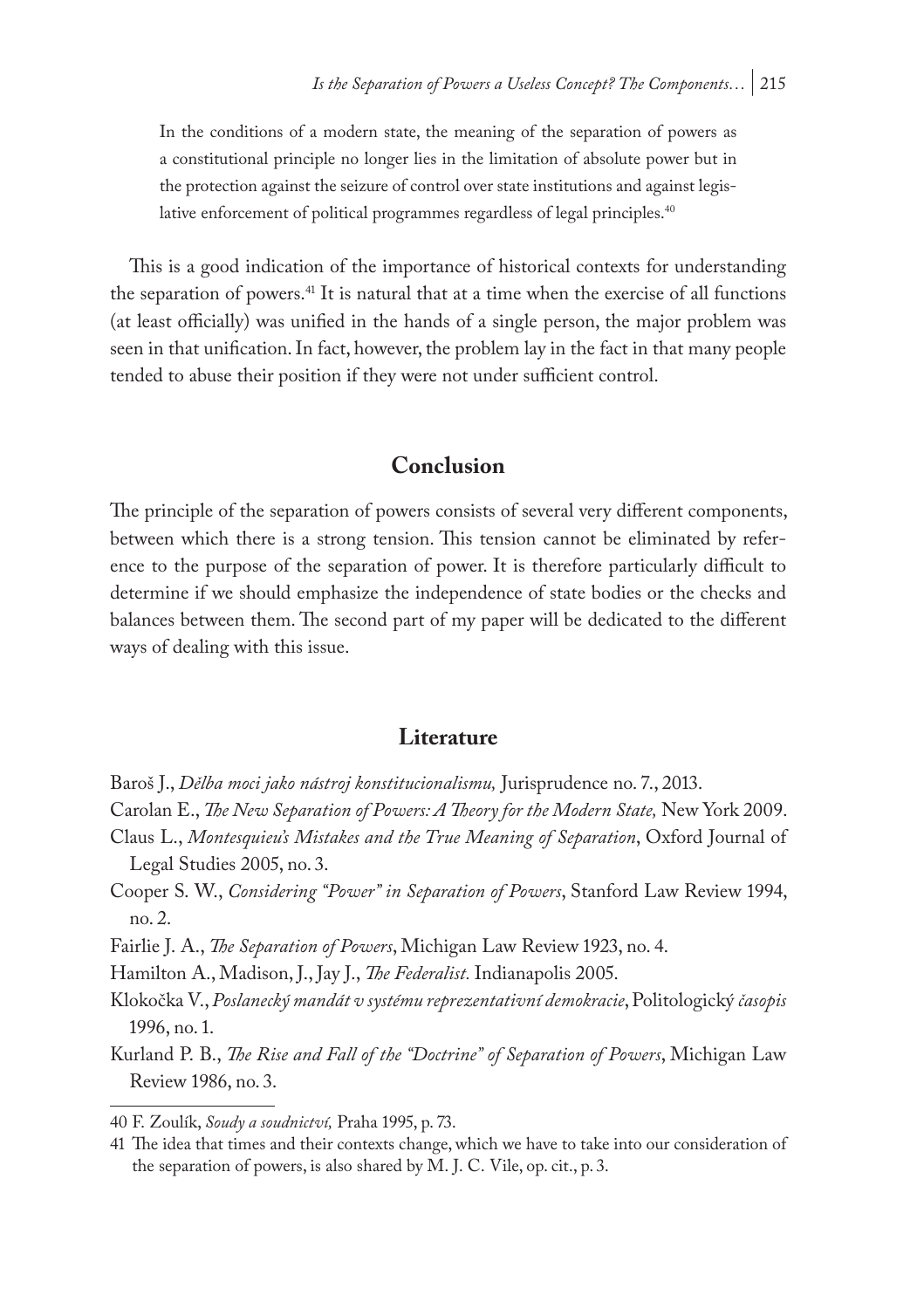> In the conditions of a modern state, the meaning of the separation of powers as a constitutional principle no longer lies in the limitation of absolute power but in the protection against the seizure of control over state institutions and against legislative enforcement of political programmes regardless of legal principles.[40]

This is a good indication of the importance of historical contexts for understanding the separation of powers.[41] It is natural that at a time when the exercise of all functions (at least officially) was unified in the hands of a single person, the major problem was seen in that unification. In fact, however, the problem lay in the fact in that many people tended to abuse their position if they were not under sufficient control.

## Conclusion

The principle of the separation of powers consists of several very different components, between which there is a strong tension. This tension cannot be eliminated by reference to the purpose of the separation of power. It is therefore particularly difficult to determine if we should emphasize the independence of state bodies or the checks and balances between them. The second part of my paper will be dedicated to the different ways of dealing with this issue.

## Literature

Baroš J., *Dělba moci jako nástroj konstitucionalismu,* Jurisprudence no. 7., 2013.

Carolan E., *The New Separation of Powers: A Theory for the Modern State,* New York 2009.

Claus L., *Montesquieu's Mistakes and the True Meaning of Separation*, Oxford Journal of Legal Studies 2005, no. 3.

Cooper S. W., *Considering "Power" in Separation of Powers*, Stanford Law Review 1994, no. 2.

Fairlie J. A., *The Separation of Powers*, Michigan Law Review 1923, no. 4.

Hamilton A., Madison, J., Jay J., *The Federalist.* Indianapolis 2005.

Klokočka V., *Poslanecký mandát v systému reprezentativní demokracie*, Politologický *časopis* 1996, no. 1.

Kurland P. B., *The Rise and Fall of the "Doctrine" of Separation of Powers*, Michigan Law Review 1986, no. 3.

---

40 F. Zoulík, *Soudy a soudnictví,* Praha 1995, p. 73.

41 The idea that times and their contexts change, which we have to take into our consideration of the separation of powers, is also shared by M. J. C. Vile, op. cit., p. 3.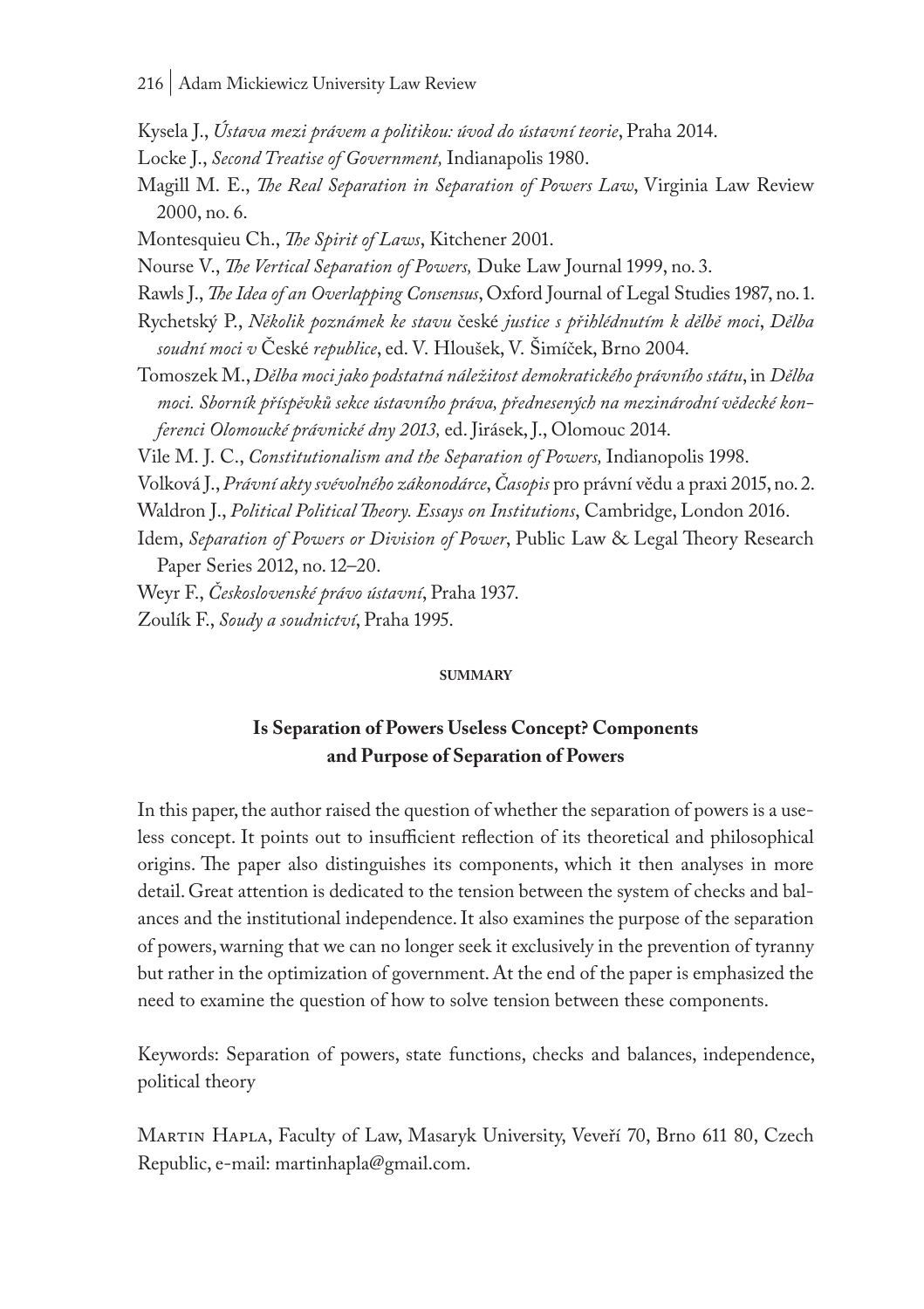Kysela J., *Ústava mezi právem a politikou: úvod do ústavní teorie*, Praha 2014.

Locke J., *Second Treatise of Government,* Indianapolis 1980.

Magill M. E., *The Real Separation in Separation of Powers Law*, Virginia Law Review 2000, no. 6.

Montesquieu Ch., *The Spirit of Laws*, Kitchener 2001.

Nourse V., *The Vertical Separation of Powers,* Duke Law Journal 1999, no. 3.

Rawls J., *The Idea of an Overlapping Consensus*, Oxford Journal of Legal Studies 1987, no. 1.

Rychetský P., *Několik poznámek ke stavu* české *justice s přihlédnutím k dělbě moci*, *Dělba soudní moci v* České *republice*, ed. V. Hloušek, V. Šimíček, Brno 2004.

Tomoszek M., *Dělba moci jako podstatná náležitost demokratického právního státu*, in *Dělba moci. Sborník příspěvků sekce ústavního práva, přednesených na mezinárodní vědecké konferenci Olomoucké právnické dny 2013,* ed. Jirásek, J., Olomouc 2014.

Vile M. J. C., *Constitutionalism and the Separation of Powers,* Indianapolis 1998.

Volková J., *Právní akty svévolného zákonodárce*, *Časopis* pro právní vědu a praxi 2015, no. 2.

Waldron J., *Political Political Theory. Essays on Institutions*, Cambridge, London 2016.

Idem, *Separation of Powers or Division of Power*, Public Law & Legal Theory Research Paper Series 2012, no. 12–20.

Weyr F., *Československé právo ústavní*, Praha 1937.

Zoulík F., *Soudy a soudnictví*, Praha 1995.

## SUMMARY

### Is Separation of Powers Useless Concept? Components and Purpose of Separation of Powers

In this paper, the author raised the question of whether the separation of powers is a useless concept. It points out to insufficient reflection of its theoretical and philosophical origins. The paper also distinguishes its components, which it then analyses in more detail. Great attention is dedicated to the tension between the system of checks and balances and the institutional independence. It also examines the purpose of the separation of powers, warning that we can no longer seek it exclusively in the prevention of tyranny but rather in the optimization of government. At the end of the paper is emphasized the need to examine the question of how to solve tension between these components.

Keywords: Separation of powers, state functions, checks and balances, independence, political theory

Martin Hapla, Faculty of Law, Masaryk University, Veveří 70, Brno 611 80, Czech Republic, e-mail: martinhapla@gmail.com.